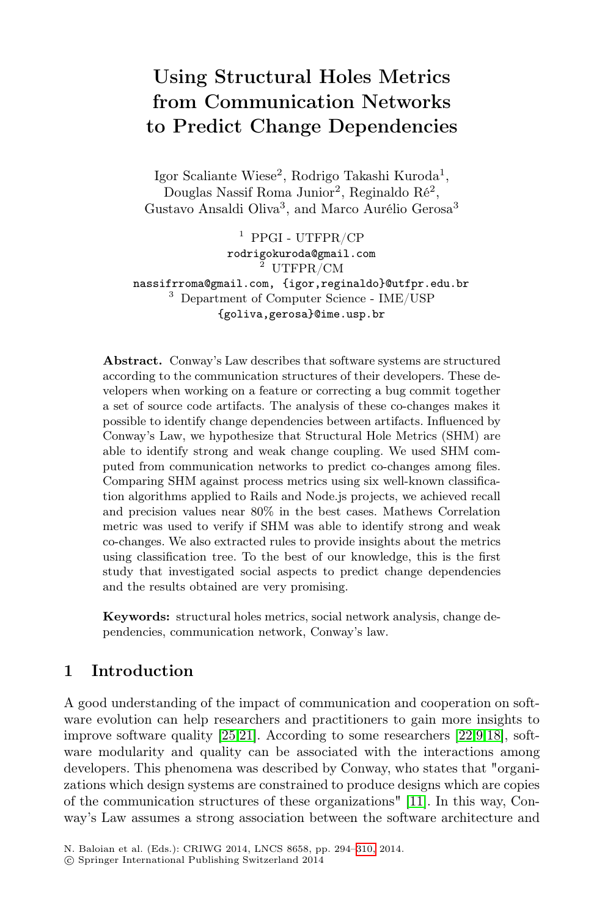# Using Structural Holes Metrics from Communication Networks to Predict Change Dependencies

Igor Scaliante Wiese[2], Rodrigo Takashi Kuroda[1], Douglas Nassif Roma Junior[2], Reginaldo Ré[2], Gustavo Ansaldi Oliva[3], and Marco Aurélio Gerosa[3]

[1] PPGI - UTFPR/CP
rodrigokuroda@gmail.com
[2] UTFPR/CM
nassifrroma@gmail.com, {igor,reginaldo}@utfpr.edu.br
[3] Department of Computer Science - IME/USP
{goliva,gerosa}@ime.usp.br

**Abstract.** Conway's Law describes that software systems are structured according to the communication structures of their developers. These developers when working on a feature or correcting a bug commit together a set of source code artifacts. The analysis of these co-changes makes it possible to identify change dependencies between artifacts. Influenced by Conway's Law, we hypothesize that Structural Hole Metrics (SHM) are able to identify strong and weak change coupling. We used SHM computed from communication networks to predict co-changes among files. Comparing SHM against process metrics using six well-known classification algorithms applied to Rails and Node.js projects, we achieved recall and precision values near 80% in the best cases. Mathews Correlation metric was used to verify if SHM was able to identify strong and weak co-changes. We also extracted rules to provide insights about the metrics using classification tree. To the best of our knowledge, this is the first study that investigated social aspects to predict change dependencies and the results obtained are very promising.

**Keywords:** structural holes metrics, social network analysis, change dependencies, communication network, Conway's law.

## 1 Introduction

A good understanding of the impact of communication and cooperation on software evolution can help researchers and practitioners to gain more insights to improve software quality [25,21]. According to some researchers [22,9,18], software modularity and quality can be associated with the interactions among developers. This phenomena was described by Conway, who states that "organizations which design systems are constrained to produce designs which are copies of the communication structures of these organizations" [11]. In this way, Conway's Law assumes a strong association between the software architecture and

N. Baloian et al. (Eds.): CRIWG 2014, LNCS 8658, pp. 294–310, 2014.
© Springer International Publishing Switzerland 2014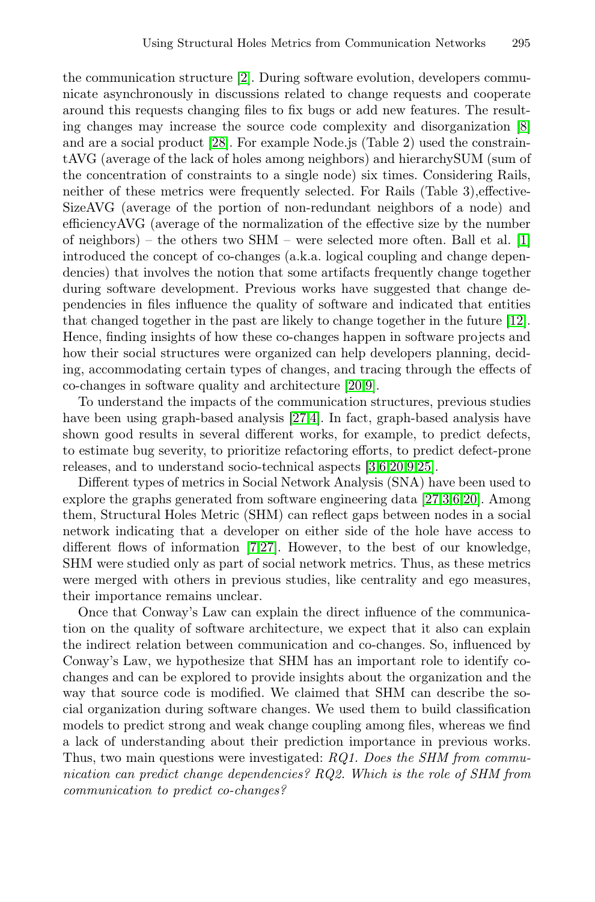the communication structure [2]. During software evolution, developers communicate asynchronously in discussions related to change requests and cooperate around this requests changing files to fix bugs or add new features. The resulting changes may increase the source code complexity and disorganization [8] and are a social product [28]. For example Node.js (Table 2) used the constraintAVG (average of the lack of holes among neighbors) and hierarchySUM (sum of the concentration of constraints to a single node) six times. Considering Rails, neither of these metrics were frequently selected. For Rails (Table 3),effectiveSizeAVG (average of the portion of non-redundant neighbors of a node) and efficiencyAVG (average of the normalization of the effective size by the number of neighbors) – the others two SHM – were selected more often. Ball et al. [1] introduced the concept of co-changes (a.k.a. logical coupling and change dependencies) that involves the notion that some artifacts frequently change together during software development. Previous works have suggested that change dependencies in files influence the quality of software and indicated that entities that changed together in the past are likely to change together in the future [12]. Hence, finding insights of how these co-changes happen in software projects and how their social structures were organized can help developers planning, deciding, accommodating certain types of changes, and tracing through the effects of co-changes in software quality and architecture [20,9].

To understand the impacts of the communication structures, previous studies have been using graph-based analysis [27,4]. In fact, graph-based analysis have shown good results in several different works, for example, to predict defects, to estimate bug severity, to prioritize refactoring efforts, to predict defect-prone releases, and to understand socio-technical aspects [3,6,20,9,25].

Different types of metrics in Social Network Analysis (SNA) have been used to explore the graphs generated from software engineering data [27,3,6,20]. Among them, Structural Holes Metric (SHM) can reflect gaps between nodes in a social network indicating that a developer on either side of the hole have access to different flows of information [7,27]. However, to the best of our knowledge, SHM were studied only as part of social network metrics. Thus, as these metrics were merged with others in previous studies, like centrality and ego measures, their importance remains unclear.

Once that Conway's Law can explain the direct influence of the communication on the quality of software architecture, we expect that it also can explain the indirect relation between communication and co-changes. So, influenced by Conway's Law, we hypothesize that SHM has an important role to identify co-changes and can be explored to provide insights about the organization and the way that source code is modified. We claimed that SHM can describe the social organization during software changes. We used them to build classification models to predict strong and weak change coupling among files, whereas we find a lack of understanding about their prediction importance in previous works. Thus, two main questions were investigated: *RQ1. Does the SHM from communication can predict change dependencies? RQ2. Which is the role of SHM from communication to predict co-changes?*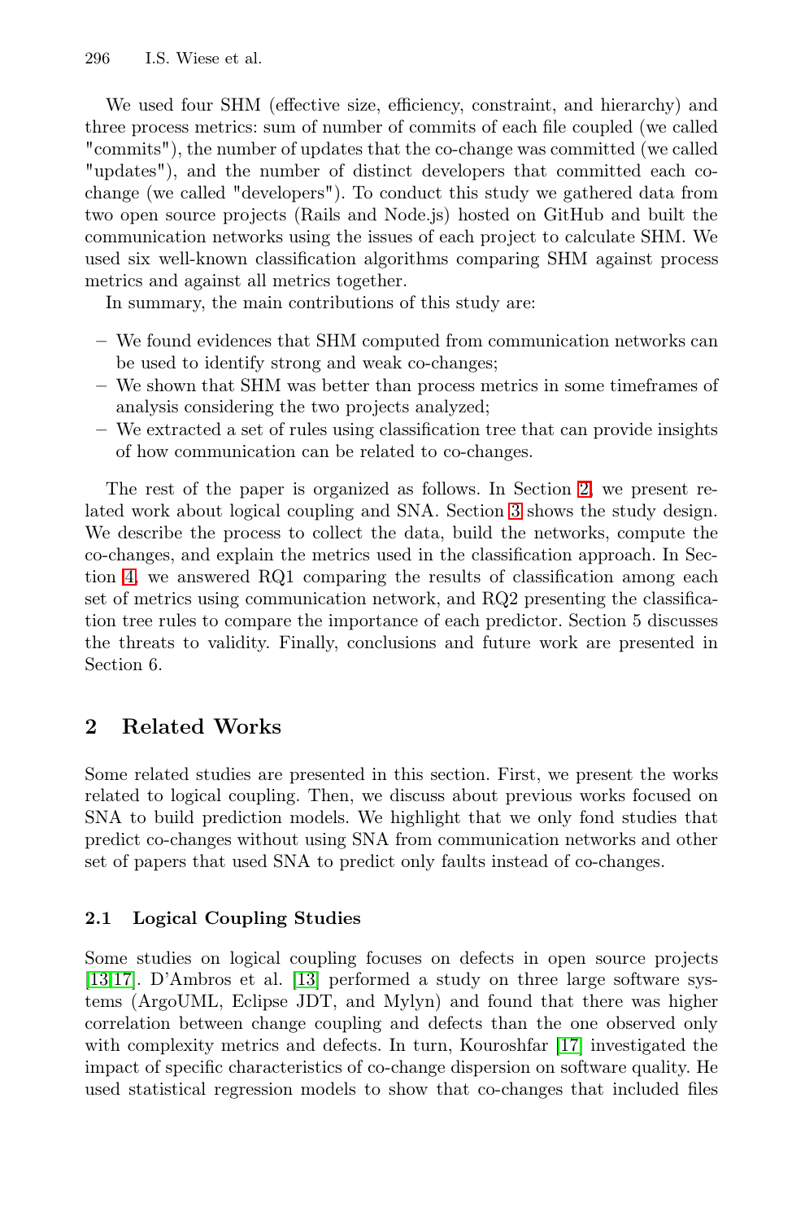We used four SHM (effective size, efficiency, constraint, and hierarchy) and three process metrics: sum of number of commits of each file coupled (we called "commits"), the number of updates that the co-change was committed (we called "updates"), and the number of distinct developers that committed each co-change (we called "developers"). To conduct this study we gathered data from two open source projects (Rails and Node.js) hosted on GitHub and built the communication networks using the issues of each project to calculate SHM. We used six well-known classification algorithms comparing SHM against process metrics and against all metrics together.

In summary, the main contributions of this study are:

- We found evidences that SHM computed from communication networks can be used to identify strong and weak co-changes;
- We shown that SHM was better than process metrics in some timeframes of analysis considering the two projects analyzed;
- We extracted a set of rules using classification tree that can provide insights of how communication can be related to co-changes.

The rest of the paper is organized as follows. In Section 2, we present related work about logical coupling and SNA. Section 3 shows the study design. We describe the process to collect the data, build the networks, compute the co-changes, and explain the metrics used in the classification approach. In Section 4, we answered RQ1 comparing the results of classification among each set of metrics using communication network, and RQ2 presenting the classification tree rules to compare the importance of each predictor. Section 5 discusses the threats to validity. Finally, conclusions and future work are presented in Section 6.

## 2 Related Works

Some related studies are presented in this section. First, we present the works related to logical coupling. Then, we discuss about previous works focused on SNA to build prediction models. We highlight that we only fond studies that predict co-changes without using SNA from communication networks and other set of papers that used SNA to predict only faults instead of co-changes.

### 2.1 Logical Coupling Studies

Some studies on logical coupling focuses on defects in open source projects [13,17]. D'Ambros et al. [13] performed a study on three large software systems (ArgoUML, Eclipse JDT, and Mylyn) and found that there was higher correlation between change coupling and defects than the one observed only with complexity metrics and defects. In turn, Kouroshfar [17] investigated the impact of specific characteristics of co-change dispersion on software quality. He used statistical regression models to show that co-changes that included files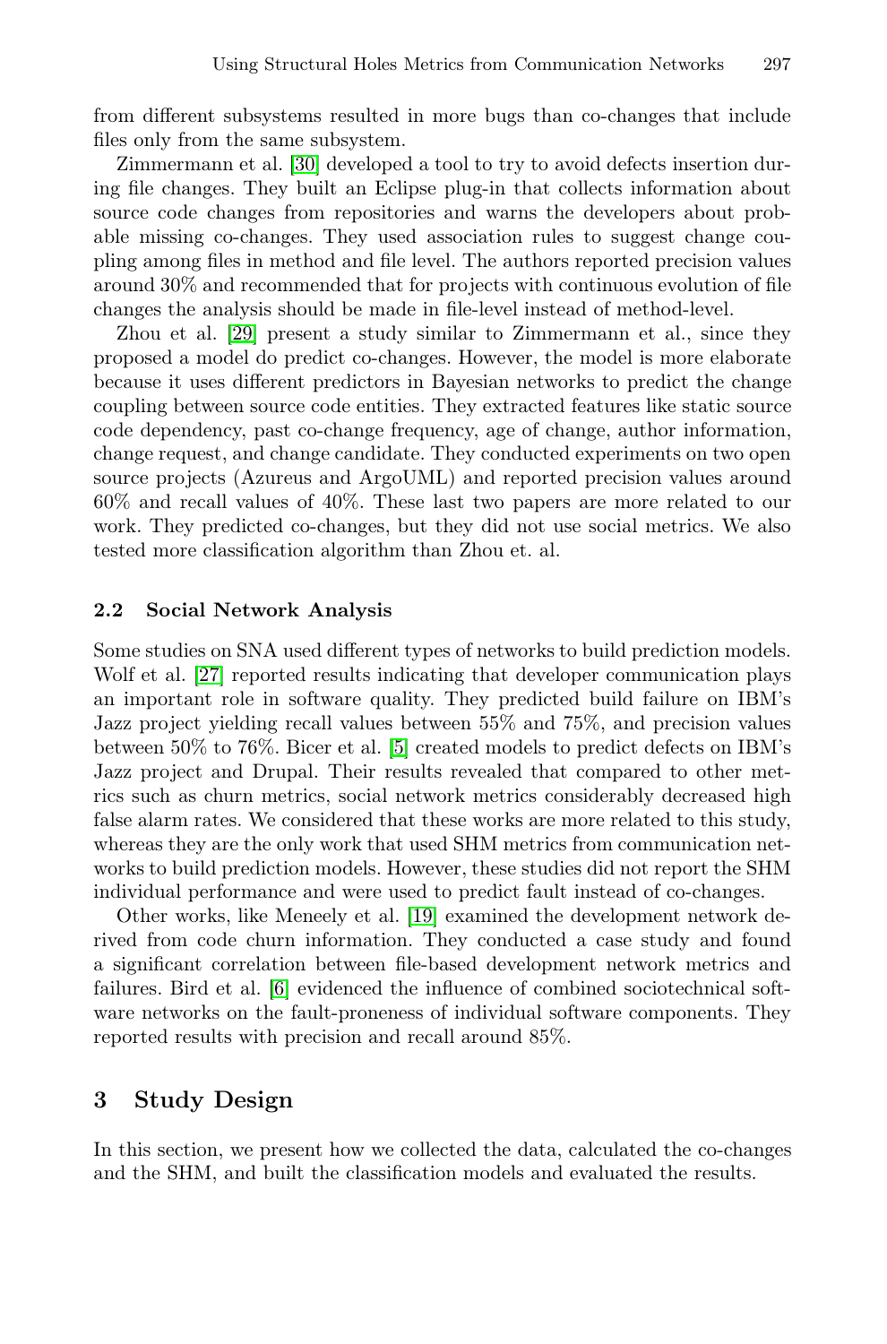from different subsystems resulted in more bugs than co-changes that include files only from the same subsystem.

Zimmermann et al. [30] developed a tool to try to avoid defects insertion during file changes. They built an Eclipse plug-in that collects information about source code changes from repositories and warns the developers about probable missing co-changes. They used association rules to suggest change coupling among files in method and file level. The authors reported precision values around 30% and recommended that for projects with continuous evolution of file changes the analysis should be made in file-level instead of method-level.

Zhou et al. [29] present a study similar to Zimmermann et al., since they proposed a model do predict co-changes. However, the model is more elaborate because it uses different predictors in Bayesian networks to predict the change coupling between source code entities. They extracted features like static source code dependency, past co-change frequency, age of change, author information, change request, and change candidate. They conducted experiments on two open source projects (Azureus and ArgoUML) and reported precision values around 60% and recall values of 40%. These last two papers are more related to our work. They predicted co-changes, but they did not use social metrics. We also tested more classification algorithm than Zhou et. al.

### 2.2 Social Network Analysis

Some studies on SNA used different types of networks to build prediction models. Wolf et al. [27] reported results indicating that developer communication plays an important role in software quality. They predicted build failure on IBM's Jazz project yielding recall values between 55% and 75%, and precision values between 50% to 76%. Bicer et al. [5] created models to predict defects on IBM's Jazz project and Drupal. Their results revealed that compared to other metrics such as churn metrics, social network metrics considerably decreased high false alarm rates. We considered that these works are more related to this study, whereas they are the only work that used SHM metrics from communication networks to build prediction models. However, these studies did not report the SHM individual performance and were used to predict fault instead of co-changes.

Other works, like Meneely et al. [19] examined the development network derived from code churn information. They conducted a case study and found a significant correlation between file-based development network metrics and failures. Bird et al. [6] evidenced the influence of combined sociotechnical software networks on the fault-proneness of individual software components. They reported results with precision and recall around 85%.

## 3 Study Design

In this section, we present how we collected the data, calculated the co-changes and the SHM, and built the classification models and evaluated the results.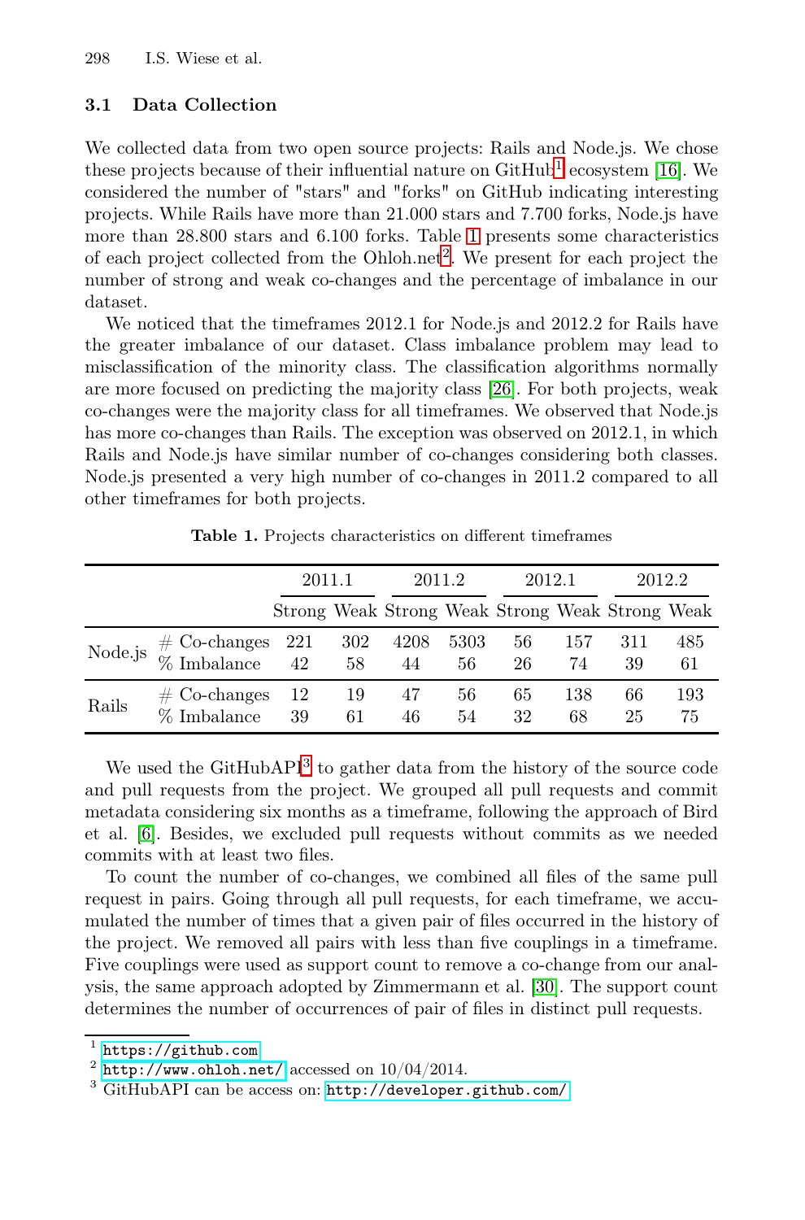### 3.1 Data Collection

We collected data from two open source projects: Rails and Node.js. We chose these projects because of their influential nature on GitHub[1] ecosystem [16]. We considered the number of "stars" and "forks" on GitHub indicating interesting projects. While Rails have more than 21.000 stars and 7.700 forks, Node.js have more than 28.800 stars and 6.100 forks. Table 1 presents some characteristics of each project collected from the Ohloh.net[2]. We present for each project the number of strong and weak co-changes and the percentage of imbalance in our dataset.

We noticed that the timeframes 2012.1 for Node.js and 2012.2 for Rails have the greater imbalance of our dataset. Class imbalance problem may lead to misclassification of the minority class. The classification algorithms normally are more focused on predicting the majority class [26]. For both projects, weak co-changes were the majority class for all timeframes. We observed that Node.js has more co-changes than Rails. The exception was observed on 2012.1, in which Rails and Node.js have similar number of co-changes considering both classes. Node.js presented a very high number of co-changes in 2011.2 compared to all other timeframes for both projects.

**Table 1.** Projects characteristics on different timeframes

| | | 2011.1 | | 2011.2 | | 2012.1 | | 2012.2 | |
|---|---|---|---|---|---|---|---|---|---|
| | | Strong | Weak | Strong | Weak | Strong | Weak | Strong | Weak |
| Node.js | # Co-changes | 221 | 302 | 4208 | 5303 | 56 | 157 | 311 | 485 |
| | % Imbalance | 42 | 58 | 44 | 56 | 26 | 74 | 39 | 61 |
| Rails | # Co-changes | 12 | 19 | 47 | 56 | 65 | 138 | 66 | 193 |
| | % Imbalance | 39 | 61 | 46 | 54 | 32 | 68 | 25 | 75 |

We used the GitHubAPI[3] to gather data from the history of the source code and pull requests from the project. We grouped all pull requests and commit metadata considering six months as a timeframe, following the approach of Bird et al. [6]. Besides, we excluded pull requests without commits as we needed commits with at least two files.

To count the number of co-changes, we combined all files of the same pull request in pairs. Going through all pull requests, for each timeframe, we accumulated the number of times that a given pair of files occurred in the history of the project. We removed all pairs with less than five couplings in a timeframe. Five couplings were used as support count to remove a co-change from our analysis, the same approach adopted by Zimmermann et al. [30]. The support count determines the number of occurrences of pair of files in distinct pull requests.

---

[1] https://github.com

[2] http://www.ohloh.net/ accessed on 10/04/2014.

[3] GitHubAPI can be access on: http://developer.github.com/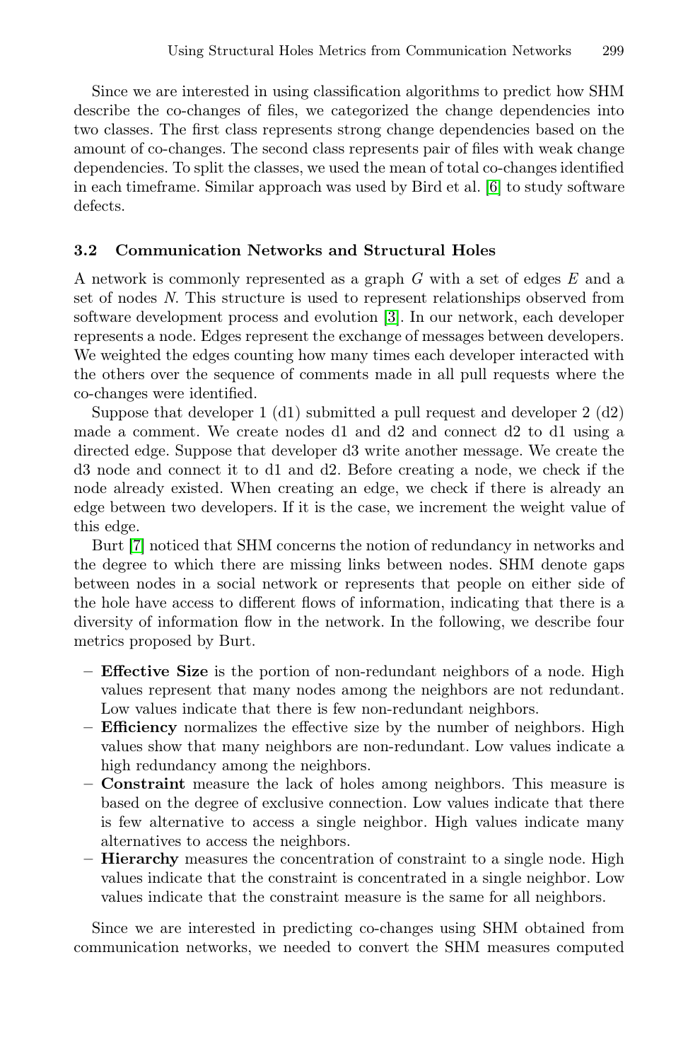Since we are interested in using classification algorithms to predict how SHM describe the co-changes of files, we categorized the change dependencies into two classes. The first class represents strong change dependencies based on the amount of co-changes. The second class represents pair of files with weak change dependencies. To split the classes, we used the mean of total co-changes identified in each timeframe. Similar approach was used by Bird et al. [6] to study software defects.

### 3.2 Communication Networks and Structural Holes

A network is commonly represented as a graph $G$ with a set of edges $E$ and a set of nodes $N$. This structure is used to represent relationships observed from software development process and evolution [3]. In our network, each developer represents a node. Edges represent the exchange of messages between developers. We weighted the edges counting how many times each developer interacted with the others over the sequence of comments made in all pull requests where the co-changes were identified.

Suppose that developer 1 (d1) submitted a pull request and developer 2 (d2) made a comment. We create nodes d1 and d2 and connect d2 to d1 using a directed edge. Suppose that developer d3 write another message. We create the d3 node and connect it to d1 and d2. Before creating a node, we check if the node already existed. When creating an edge, we check if there is already an edge between two developers. If it is the case, we increment the weight value of this edge.

Burt [7] noticed that SHM concerns the notion of redundancy in networks and the degree to which there are missing links between nodes. SHM denote gaps between nodes in a social network or represents that people on either side of the hole have access to different flows of information, indicating that there is a diversity of information flow in the network. In the following, we describe four metrics proposed by Burt.

- **Effective Size** is the portion of non-redundant neighbors of a node. High values represent that many nodes among the neighbors are not redundant. Low values indicate that there is few non-redundant neighbors.
- **Efficiency** normalizes the effective size by the number of neighbors. High values show that many neighbors are non-redundant. Low values indicate a high redundancy among the neighbors.
- **Constraint** measure the lack of holes among neighbors. This measure is based on the degree of exclusive connection. Low values indicate that there is few alternative to access a single neighbor. High values indicate many alternatives to access the neighbors.
- **Hierarchy** measures the concentration of constraint to a single node. High values indicate that the constraint is concentrated in a single neighbor. Low values indicate that the constraint measure is the same for all neighbors.

Since we are interested in predicting co-changes using SHM obtained from communication networks, we needed to convert the SHM measures computed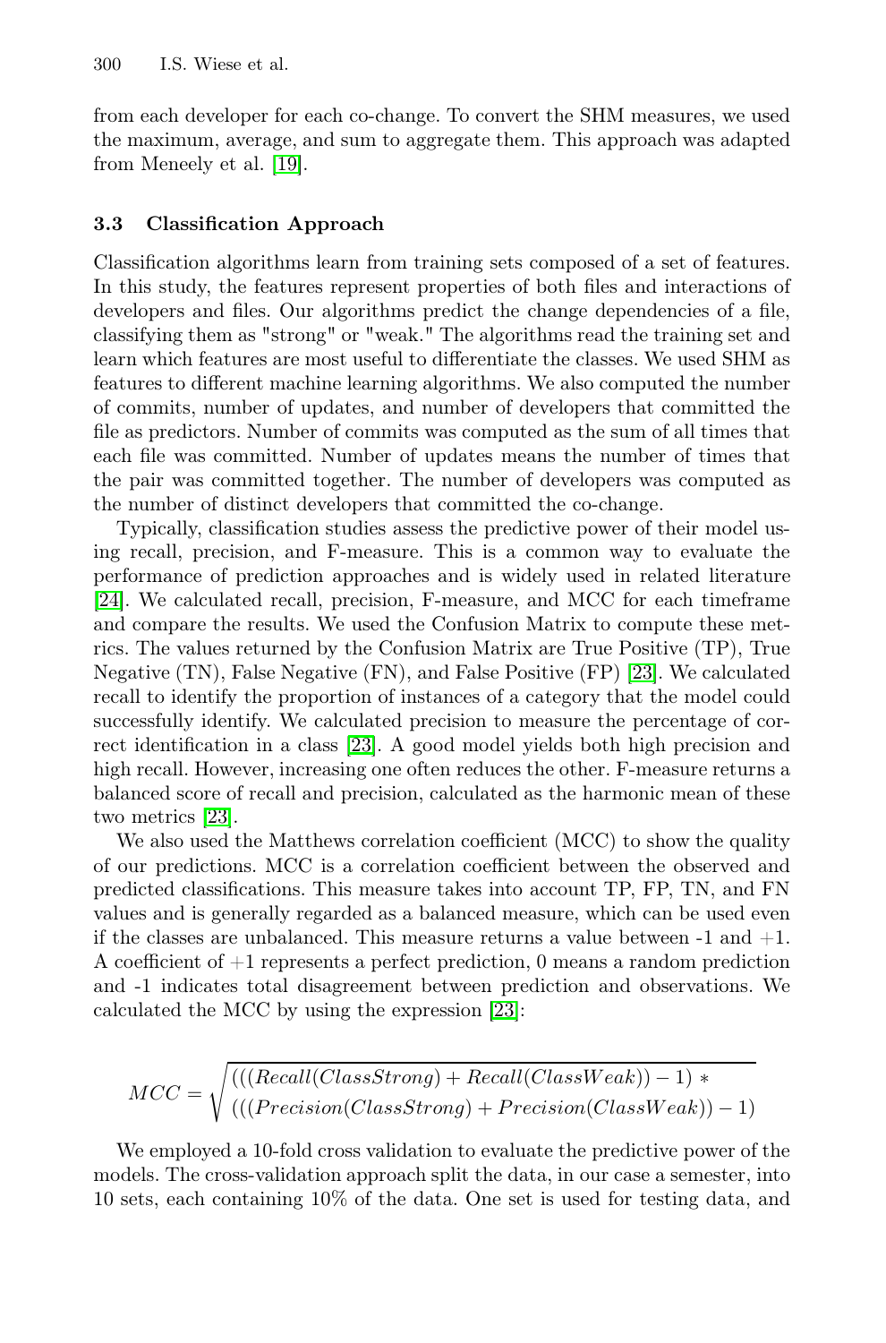from each developer for each co-change. To convert the SHM measures, we used the maximum, average, and sum to aggregate them. This approach was adapted from Meneely et al. [19].

### 3.3 Classification Approach

Classification algorithms learn from training sets composed of a set of features. In this study, the features represent properties of both files and interactions of developers and files. Our algorithms predict the change dependencies of a file, classifying them as "strong" or "weak." The algorithms read the training set and learn which features are most useful to differentiate the classes. We used SHM as features to different machine learning algorithms. We also computed the number of commits, number of updates, and number of developers that committed the file as predictors. Number of commits was computed as the sum of all times that each file was committed. Number of updates means the number of times that the pair was committed together. The number of developers was computed as the number of distinct developers that committed the co-change.

Typically, classification studies assess the predictive power of their model using recall, precision, and F-measure. This is a common way to evaluate the performance of prediction approaches and is widely used in related literature [24]. We calculated recall, precision, F-measure, and MCC for each timeframe and compare the results. We used the Confusion Matrix to compute these metrics. The values returned by the Confusion Matrix are True Positive (TP), True Negative (TN), False Negative (FN), and False Positive (FP) [23]. We calculated recall to identify the proportion of instances of a category that the model could successfully identify. We calculated precision to measure the percentage of correct identification in a class [23]. A good model yields both high precision and high recall. However, increasing one often reduces the other. F-measure returns a balanced score of recall and precision, calculated as the harmonic mean of these two metrics [23].

We also used the Matthews correlation coefficient (MCC) to show the quality of our predictions. MCC is a correlation coefficient between the observed and predicted classifications. This measure takes into account TP, FP, TN, and FN values and is generally regarded as a balanced measure, which can be used even if the classes are unbalanced. This measure returns a value between -1 and +1. A coefficient of +1 represents a perfect prediction, 0 means a random prediction and -1 indicates total disagreement between prediction and observations. We calculated the MCC by using the expression [23]:

$$MCC = \sqrt{\begin{array}{l}(((Recall(ClassStrong) + Recall(ClassWeak)) - 1) * \\ (((Precision(ClassStrong) + Precision(ClassWeak)) - 1)\end{array}}$$

We employed a 10-fold cross validation to evaluate the predictive power of the models. The cross-validation approach split the data, in our case a semester, into 10 sets, each containing 10% of the data. One set is used for testing data, and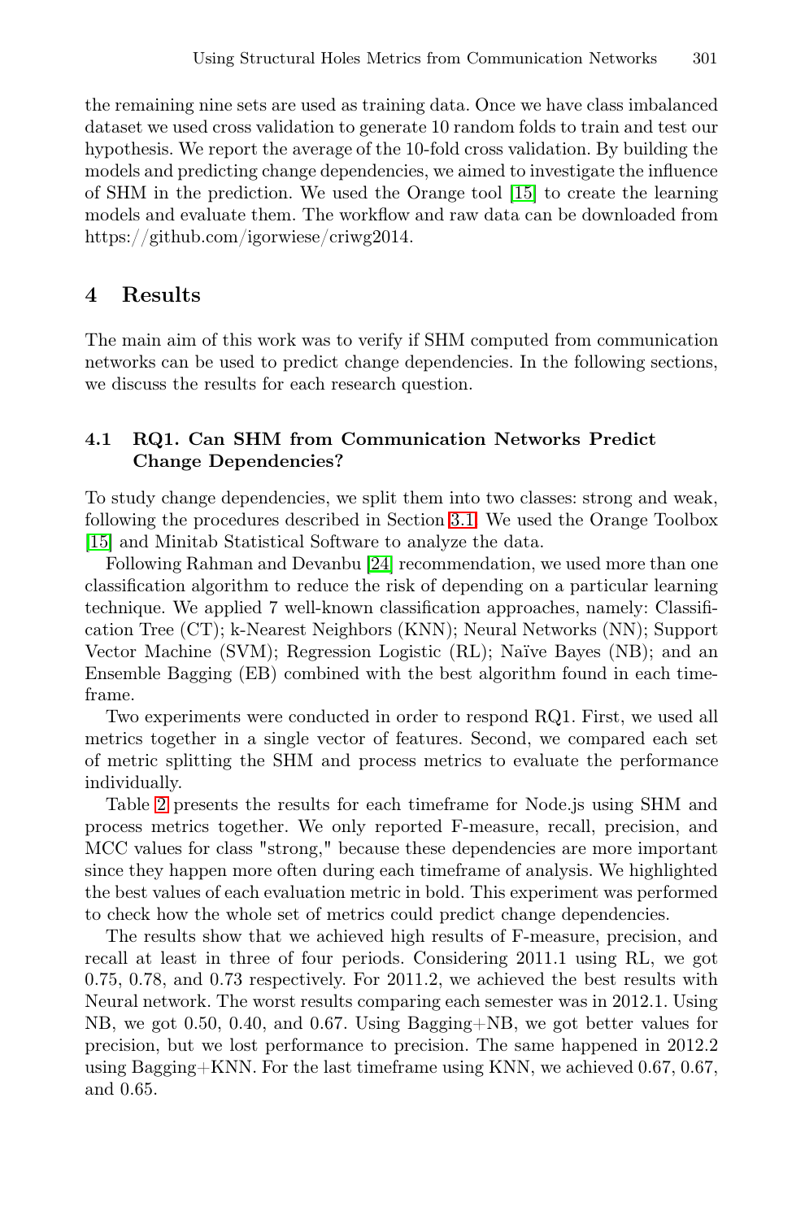the remaining nine sets are used as training data. Once we have class imbalanced dataset we used cross validation to generate 10 random folds to train and test our hypothesis. We report the average of the 10-fold cross validation. By building the models and predicting change dependencies, we aimed to investigate the influence of SHM in the prediction. We used the Orange tool [15] to create the learning models and evaluate them. The workflow and raw data can be downloaded from https://github.com/igorwiese/criwg2014.

## 4 Results

The main aim of this work was to verify if SHM computed from communication networks can be used to predict change dependencies. In the following sections, we discuss the results for each research question.

### 4.1 RQ1. Can SHM from Communication Networks Predict Change Dependencies?

To study change dependencies, we split them into two classes: strong and weak, following the procedures described in Section 3.1. We used the Orange Toolbox [15] and Minitab Statistical Software to analyze the data.

Following Rahman and Devanbu [24] recommendation, we used more than one classification algorithm to reduce the risk of depending on a particular learning technique. We applied 7 well-known classification approaches, namely: Classification Tree (CT); k-Nearest Neighbors (KNN); Neural Networks (NN); Support Vector Machine (SVM); Regression Logistic (RL); Naïve Bayes (NB); and an Ensemble Bagging (EB) combined with the best algorithm found in each timeframe.

Two experiments were conducted in order to respond RQ1. First, we used all metrics together in a single vector of features. Second, we compared each set of metric splitting the SHM and process metrics to evaluate the performance individually.

Table 2 presents the results for each timeframe for Node.js using SHM and process metrics together. We only reported F-measure, recall, precision, and MCC values for class "strong," because these dependencies are more important since they happen more often during each timeframe of analysis. We highlighted the best values of each evaluation metric in bold. This experiment was performed to check how the whole set of metrics could predict change dependencies.

The results show that we achieved high results of F-measure, precision, and recall at least in three of four periods. Considering 2011.1 using RL, we got 0.75, 0.78, and 0.73 respectively. For 2011.2, we achieved the best results with Neural network. The worst results comparing each semester was in 2012.1. Using NB, we got 0.50, 0.40, and 0.67. Using Bagging+NB, we got better values for precision, but we lost performance to precision. The same happened in 2012.2 using Bagging+KNN. For the last timeframe using KNN, we achieved 0.67, 0.67, and 0.65.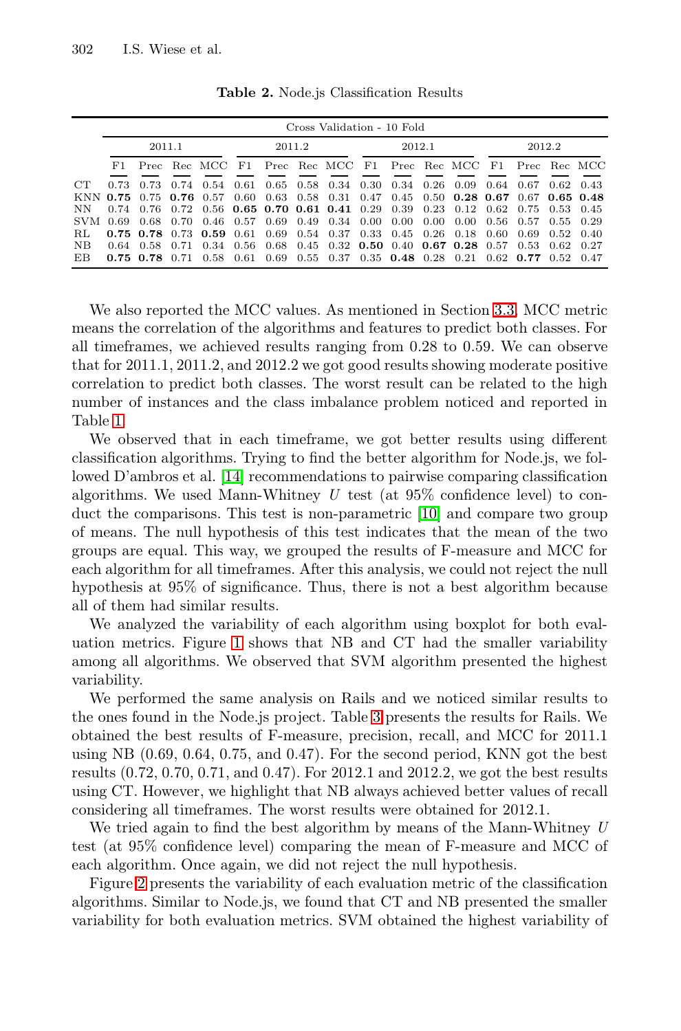**Table 2.** Node.js Classification Results

| | Cross Validation - 10 Fold | | | | | | | | | | | | | | | |
|---|---|---|---|---|---|---|---|---|---|---|---|---|---|---|---|---|
| | 2011.1 | | | | 2011.2 | | | | 2012.1 | | | | 2012.2 | | | |
| | F1 | Prec | Rec | MCC | F1 | Prec | Rec | MCC | F1 | Prec | Rec | MCC | F1 | Prec | Rec | MCC |
| CT | 0.73 | 0.73 | 0.74 | 0.54 | 0.61 | 0.65 | 0.58 | 0.34 | 0.30 | 0.34 | 0.26 | 0.09 | 0.64 | 0.67 | 0.62 | 0.43 |
| KNN | **0.75** | 0.75 | **0.76** | 0.57 | 0.60 | 0.63 | 0.58 | 0.31 | 0.47 | 0.45 | 0.50 | **0.28** | **0.67** | 0.67 | **0.65** | **0.48** |
| NN | 0.74 | 0.76 | 0.72 | 0.56 | **0.65** | **0.70** | **0.61** | **0.41** | 0.29 | 0.39 | 0.23 | 0.12 | 0.62 | 0.75 | 0.53 | 0.45 |
| SVM | 0.69 | 0.68 | 0.70 | 0.46 | 0.57 | 0.69 | 0.49 | 0.34 | 0.00 | 0.00 | 0.00 | 0.00 | 0.56 | 0.57 | 0.55 | 0.29 |
| RL | **0.75** | **0.78** | 0.73 | **0.59** | 0.61 | 0.69 | 0.54 | 0.37 | 0.33 | 0.45 | 0.26 | 0.18 | 0.60 | 0.69 | 0.52 | 0.40 |
| NB | 0.64 | 0.58 | 0.71 | 0.34 | 0.56 | 0.68 | 0.45 | 0.32 | **0.50** | 0.40 | **0.67** | **0.28** | 0.57 | 0.53 | 0.62 | 0.27 |
| EB | **0.75** | **0.78** | 0.71 | 0.58 | 0.61 | 0.69 | 0.55 | 0.37 | 0.35 | **0.48** | 0.28 | 0.21 | 0.62 | **0.77** | 0.52 | 0.47 |

We also reported the MCC values. As mentioned in Section 3.3, MCC metric means the correlation of the algorithms and features to predict both classes. For all timeframes, we achieved results ranging from 0.28 to 0.59. We can observe that for 2011.1, 2011.2, and 2012.2 we got good results showing moderate positive correlation to predict both classes. The worst result can be related to the high number of instances and the class imbalance problem noticed and reported in Table 1.

We observed that in each timeframe, we got better results using different classification algorithms. Trying to find the better algorithm for Node.js, we followed D'ambros et al. [14] recommendations to pairwise comparing classification algorithms. We used Mann-Whitney $U$ test (at 95% confidence level) to conduct the comparisons. This test is non-parametric [10] and compare two group of means. The null hypothesis of this test indicates that the mean of the two groups are equal. This way, we grouped the results of F-measure and MCC for each algorithm for all timeframes. After this analysis, we could not reject the null hypothesis at 95% of significance. Thus, there is not a best algorithm because all of them had similar results.

We analyzed the variability of each algorithm using boxplot for both evaluation metrics. Figure 1 shows that NB and CT had the smaller variability among all algorithms. We observed that SVM algorithm presented the highest variability.

We performed the same analysis on Rails and we noticed similar results to the ones found in the Node.js project. Table 3 presents the results for Rails. We obtained the best results of F-measure, precision, recall, and MCC for 2011.1 using NB (0.69, 0.64, 0.75, and 0.47). For the second period, KNN got the best results (0.72, 0.70, 0.71, and 0.47). For 2012.1 and 2012.2, we got the best results using CT. However, we highlight that NB always achieved better values of recall considering all timeframes. The worst results were obtained for 2012.1.

We tried again to find the best algorithm by means of the Mann-Whitney $U$ test (at 95% confidence level) comparing the mean of F-measure and MCC of each algorithm. Once again, we did not reject the null hypothesis.

Figure 2 presents the variability of each evaluation metric of the classification algorithms. Similar to Node.js, we found that CT and NB presented the smaller variability for both evaluation metrics. SVM obtained the highest variability of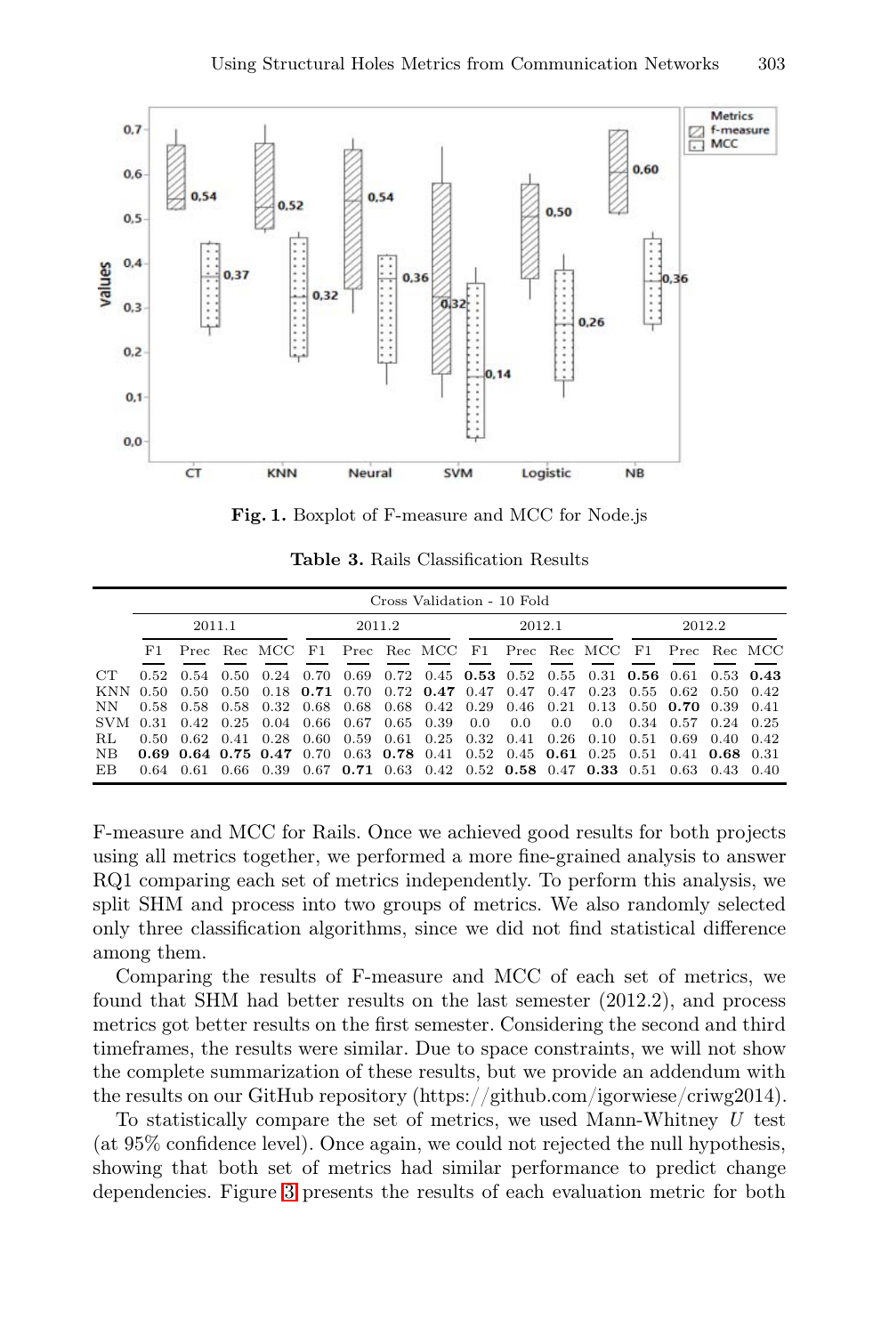**Fig. 1.** Boxplot of F-measure and MCC for Node.js

**Table 3.** Rails Classification Results

| | Cross Validation - 10 Fold | | | | | | | | | | | | | | | |
|---|---|---|---|---|---|---|---|---|---|---|---|---|---|---|---|---|
| | 2011.1 | | | | 2011.2 | | | | 2012.1 | | | | 2012.2 | | | |
| | F1 | Prec | Rec | MCC | F1 | Prec | Rec | MCC | F1 | Prec | Rec | MCC | F1 | Prec | Rec | MCC |
| CT | 0.52 | 0.54 | 0.50 | 0.24 | 0.70 | 0.69 | 0.72 | 0.45 | **0.53** | 0.52 | 0.55 | 0.31 | **0.56** | 0.61 | 0.53 | **0.43** |
| KNN | 0.50 | 0.50 | 0.50 | 0.18 | **0.71** | 0.70 | 0.72 | **0.47** | 0.47 | 0.47 | 0.47 | 0.23 | 0.55 | 0.62 | 0.50 | 0.42 |
| NN | 0.58 | 0.58 | 0.58 | 0.32 | 0.68 | 0.68 | 0.68 | 0.42 | 0.29 | 0.46 | 0.21 | 0.13 | 0.50 | **0.70** | 0.39 | 0.41 |
| SVM | 0.31 | 0.42 | 0.25 | 0.04 | 0.66 | 0.67 | 0.65 | 0.39 | 0.0 | 0.0 | 0.0 | 0.0 | 0.34 | 0.57 | 0.24 | 0.25 |
| RL | 0.50 | 0.62 | 0.41 | 0.28 | 0.60 | 0.59 | 0.61 | 0.25 | 0.32 | 0.41 | 0.26 | 0.10 | 0.51 | 0.69 | 0.40 | 0.42 |
| NB | **0.69** | **0.64** | **0.75** | **0.47** | 0.70 | 0.63 | **0.78** | 0.41 | 0.52 | 0.45 | **0.61** | 0.25 | 0.51 | 0.41 | **0.68** | 0.31 |
| EB | 0.64 | 0.61 | 0.66 | 0.39 | 0.67 | **0.71** | 0.63 | 0.42 | 0.52 | **0.58** | 0.47 | **0.33** | 0.51 | 0.63 | 0.43 | 0.40 |

F-measure and MCC for Rails. Once we achieved good results for both projects using all metrics together, we performed a more fine-grained analysis to answer RQ1 comparing each set of metrics independently. To perform this analysis, we split SHM and process into two groups of metrics. We also randomly selected only three classification algorithms, since we did not find statistical difference among them.

Comparing the results of F-measure and MCC of each set of metrics, we found that SHM had better results on the last semester (2012.2), and process metrics got better results on the first semester. Considering the second and third timeframes, the results were similar. Due to space constraints, we will not show the complete summarization of these results, but we provide an addendum with the results on our GitHub repository (https://github.com/igorwiese/criwg2014).

To statistically compare the set of metrics, we used Mann-Whitney $U$ test (at 95% confidence level). Once again, we could not rejected the null hypothesis, showing that both set of metrics had similar performance to predict change dependencies. Figure 3 presents the results of each evaluation metric for both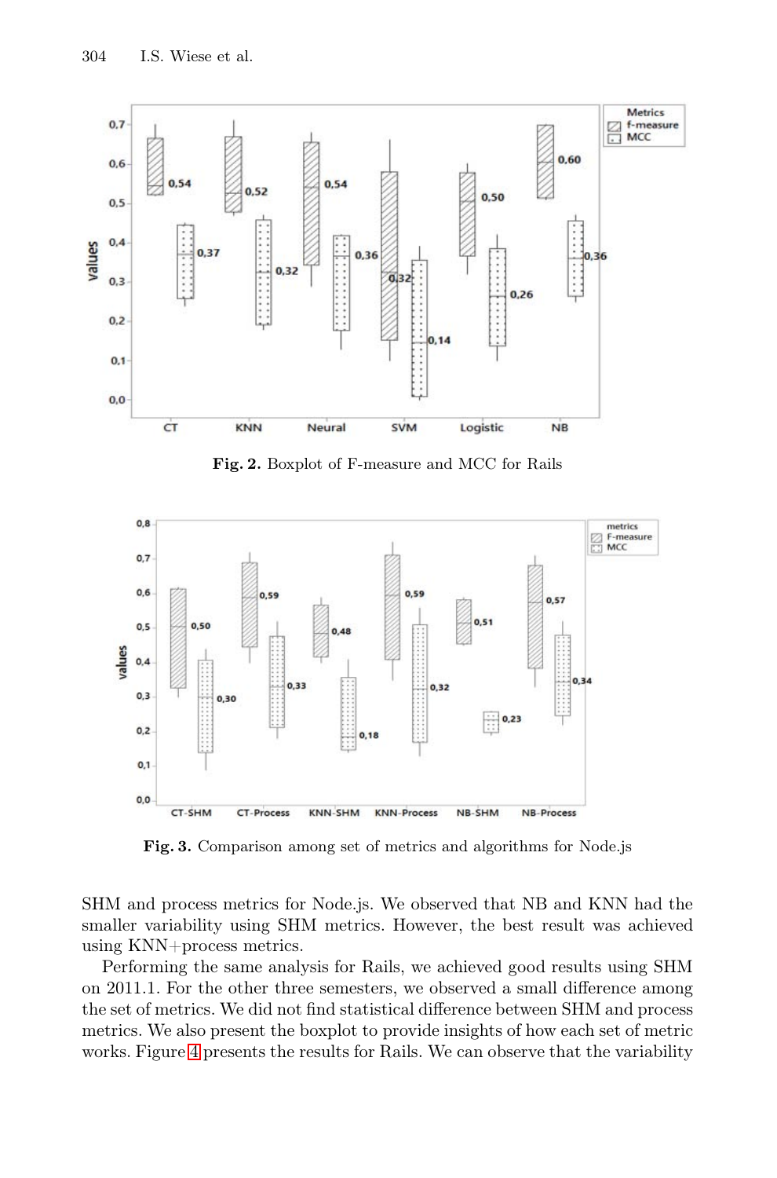**Fig. 2.** Boxplot of F-measure and MCC for Rails

**Fig. 3.** Comparison among set of metrics and algorithms for Node.js

SHM and process metrics for Node.js. We observed that NB and KNN had the smaller variability using SHM metrics. However, the best result was achieved using KNN+process metrics.

Performing the same analysis for Rails, we achieved good results using SHM on 2011.1. For the other three semesters, we observed a small difference among the set of metrics. We did not find statistical difference between SHM and process metrics. We also present the boxplot to provide insights of how each set of metric works. Figure 4 presents the results for Rails. We can observe that the variability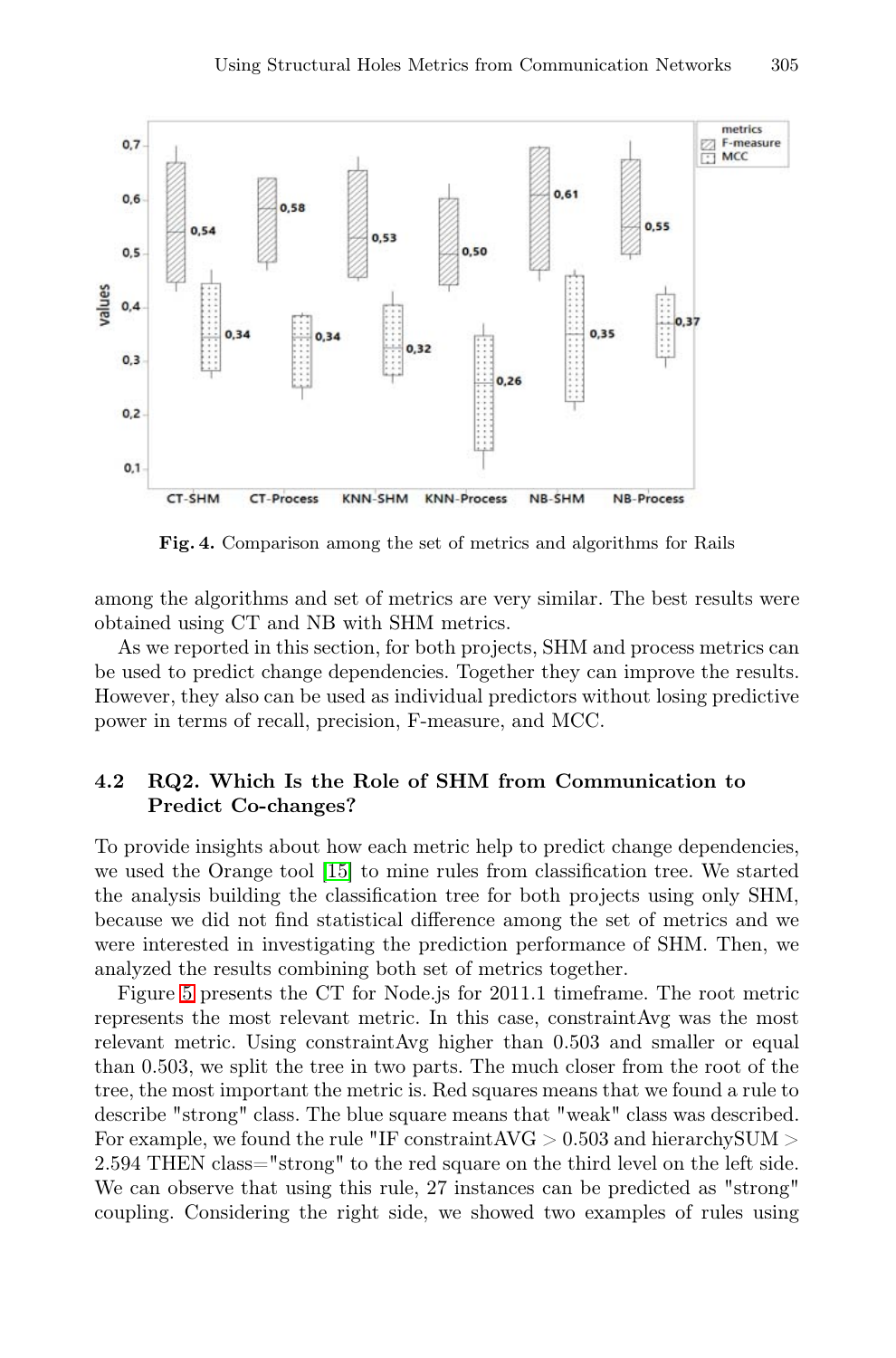**Fig. 4.** Comparison among the set of metrics and algorithms for Rails

among the algorithms and set of metrics are very similar. The best results were obtained using CT and NB with SHM metrics.

As we reported in this section, for both projects, SHM and process metrics can be used to predict change dependencies. Together they can improve the results. However, they also can be used as individual predictors without losing predictive power in terms of recall, precision, F-measure, and MCC.

### 4.2 RQ2. Which Is the Role of SHM from Communication to Predict Co-changes?

To provide insights about how each metric help to predict change dependencies, we used the Orange tool [15] to mine rules from classification tree. We started the analysis building the classification tree for both projects using only SHM, because we did not find statistical difference among the set of metrics and we were interested in investigating the prediction performance of SHM. Then, we analyzed the results combining both set of metrics together.

Figure 5 presents the CT for Node.js for 2011.1 timeframe. The root metric represents the most relevant metric. In this case, constraintAvg was the most relevant metric. Using constraintAvg higher than 0.503 and smaller or equal than 0.503, we split the tree in two parts. The much closer from the root of the tree, the most important the metric is. Red squares means that we found a rule to describe "strong" class. The blue square means that "weak" class was described. For example, we found the rule "IF constraintAVG $>$ 0.503 and hierarchySUM $>$ 2.594 THEN class="strong" to the red square on the third level on the left side. We can observe that using this rule, 27 instances can be predicted as "strong" coupling. Considering the right side, we showed two examples of rules using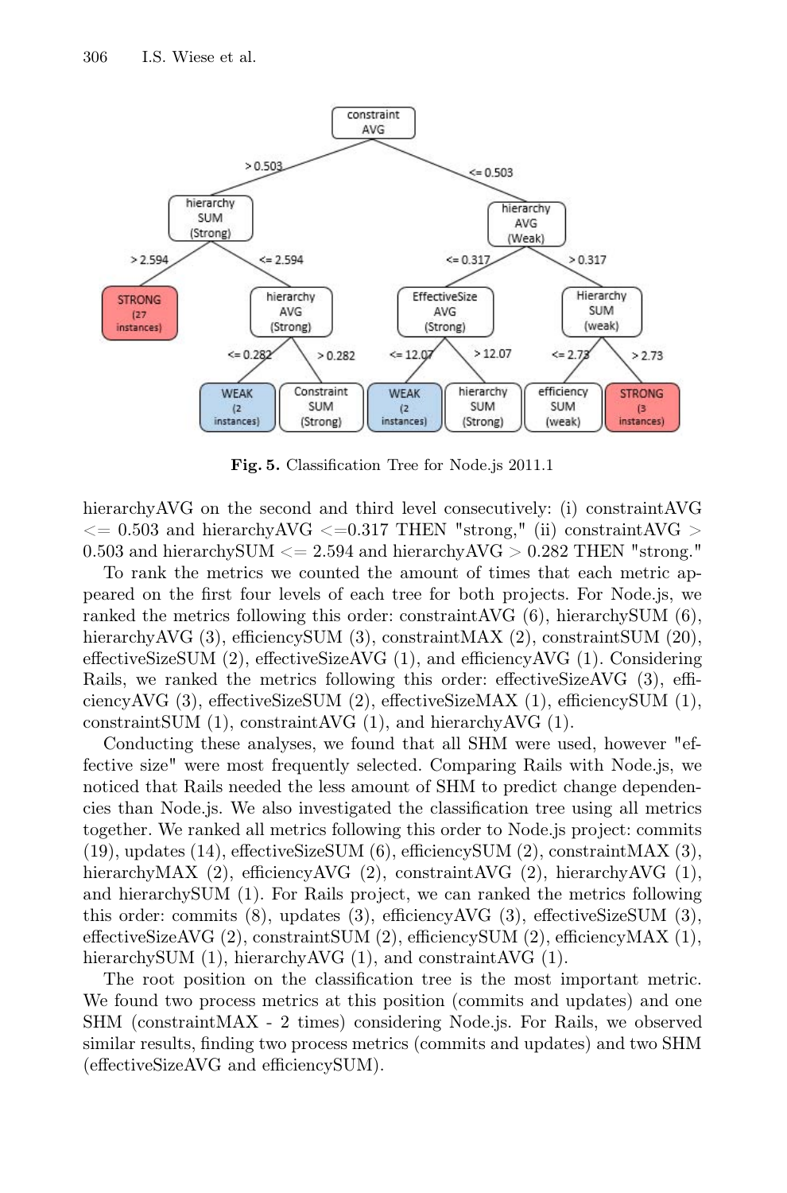**Fig. 5.** Classification Tree for Node.js 2011.1

hierarchyAVG on the second and third level consecutively: (i) constraintAVG $<=$ 0.503 and hierarchyAVG $<=$0.317 THEN "strong," (ii) constraintAVG $>$ 0.503 and hierarchySUM $<=$ 2.594 and hierarchyAVG $>$ 0.282 THEN "strong."

To rank the metrics we counted the amount of times that each metric appeared on the first four levels of each tree for both projects. For Node.js, we ranked the metrics following this order: constraintAVG (6), hierarchySUM (6), hierarchyAVG (3), efficiencySUM (3), constraintMAX (2), constraintSUM (20), effectiveSizeSUM (2), effectiveSizeAVG (1), and efficiencyAVG (1). Considering Rails, we ranked the metrics following this order: effectiveSizeAVG (3), efficiencyAVG (3), effectiveSizeSUM (2), effectiveSizeMAX (1), efficiencySUM (1), constraintSUM (1), constraintAVG (1), and hierarchyAVG (1).

Conducting these analyses, we found that all SHM were used, however "effective size" were most frequently selected. Comparing Rails with Node.js, we noticed that Rails needed the less amount of SHM to predict change dependencies than Node.js. We also investigated the classification tree using all metrics together. We ranked all metrics following this order to Node.js project: commits (19), updates (14), effectiveSizeSUM (6), efficiencySUM (2), constraintMAX (3), hierarchyMAX (2), efficiencyAVG (2), constraintAVG (2), hierarchyAVG (1), and hierarchySUM (1). For Rails project, we can ranked the metrics following this order: commits (8), updates (3), efficiencyAVG (3), effectiveSizeSUM (3), effectiveSizeAVG (2), constraintSUM (2), efficiencySUM (2), efficiencyMAX (1), hierarchySUM (1), hierarchyAVG (1), and constraintAVG (1).

The root position on the classification tree is the most important metric. We found two process metrics at this position (commits and updates) and one SHM (constraintMAX - 2 times) considering Node.js. For Rails, we observed similar results, finding two process metrics (commits and updates) and two SHM (effectiveSizeAVG and efficiencySUM).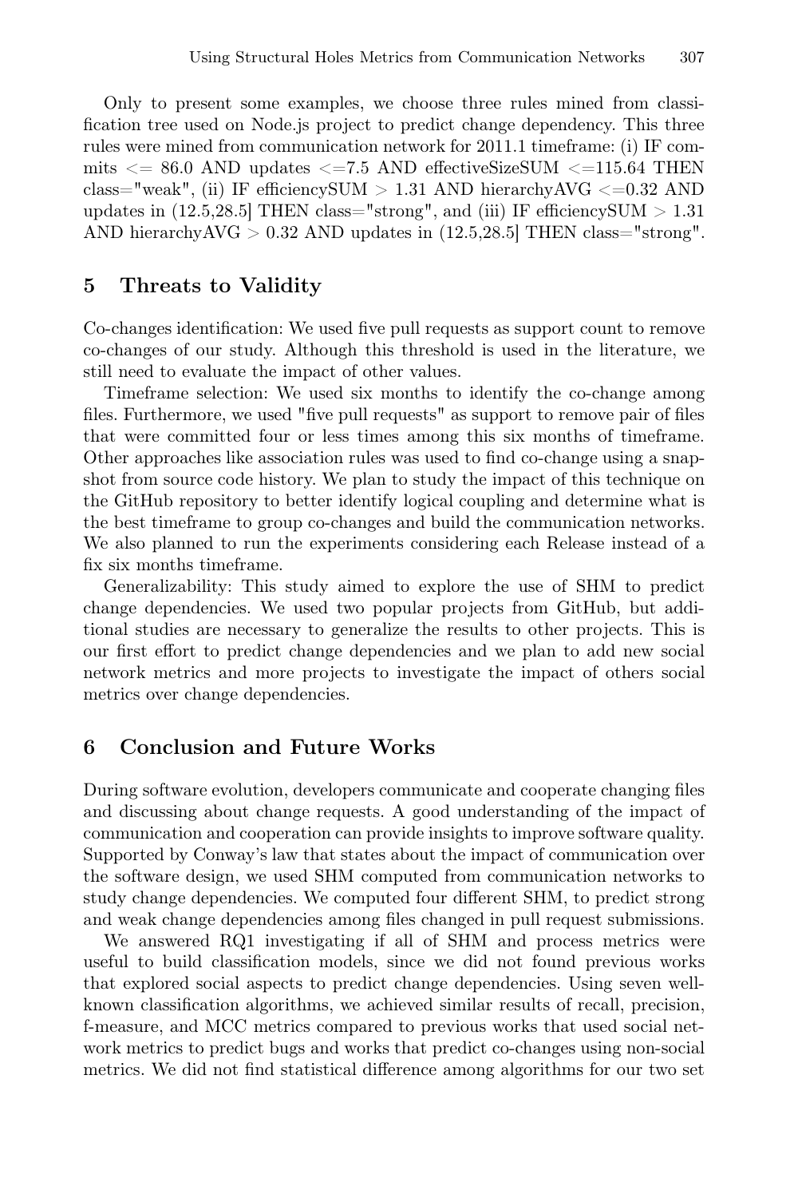Only to present some examples, we choose three rules mined from classification tree used on Node.js project to predict change dependency. This three rules were mined from communication network for 2011.1 timeframe: (i) IF commits <= 86.0 AND updates <=7.5 AND effectiveSizeSUM <=115.64 THEN class="weak", (ii) IF efficiencySUM > 1.31 AND hierarchyAVG <=0.32 AND updates in (12.5,28.5] THEN class="strong", and (iii) IF efficiencySUM > 1.31 AND hierarchyAVG > 0.32 AND updates in (12.5,28.5] THEN class="strong".

## 5 Threats to Validity

Co-changes identification: We used five pull requests as support count to remove co-changes of our study. Although this threshold is used in the literature, we still need to evaluate the impact of other values.

Timeframe selection: We used six months to identify the co-change among files. Furthermore, we used "five pull requests" as support to remove pair of files that were committed four or less times among this six months of timeframe. Other approaches like association rules was used to find co-change using a snapshot from source code history. We plan to study the impact of this technique on the GitHub repository to better identify logical coupling and determine what is the best timeframe to group co-changes and build the communication networks. We also planned to run the experiments considering each Release instead of a fix six months timeframe.

Generalizability: This study aimed to explore the use of SHM to predict change dependencies. We used two popular projects from GitHub, but additional studies are necessary to generalize the results to other projects. This is our first effort to predict change dependencies and we plan to add new social network metrics and more projects to investigate the impact of others social metrics over change dependencies.

## 6 Conclusion and Future Works

During software evolution, developers communicate and cooperate changing files and discussing about change requests. A good understanding of the impact of communication and cooperation can provide insights to improve software quality. Supported by Conway's law that states about the impact of communication over the software design, we used SHM computed from communication networks to study change dependencies. We computed four different SHM, to predict strong and weak change dependencies among files changed in pull request submissions.

We answered RQ1 investigating if all of SHM and process metrics were useful to build classification models, since we did not found previous works that explored social aspects to predict change dependencies. Using seven well-known classification algorithms, we achieved similar results of recall, precision, f-measure, and MCC metrics compared to previous works that used social network metrics to predict bugs and works that predict co-changes using non-social metrics. We did not find statistical difference among algorithms for our two set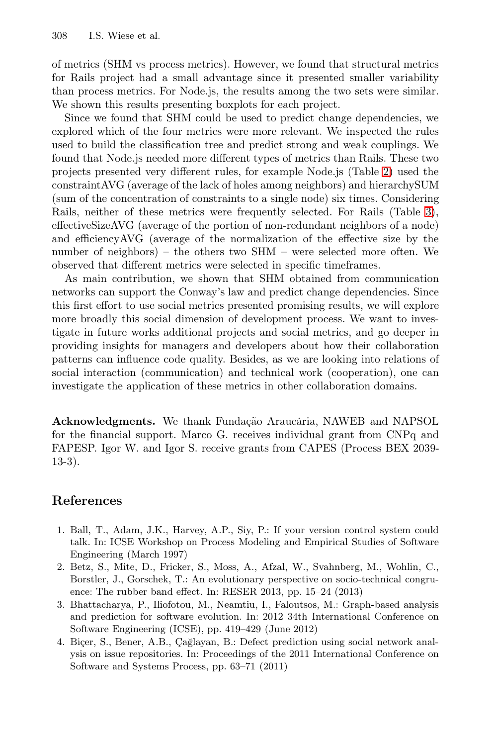of metrics (SHM vs process metrics). However, we found that structural metrics for Rails project had a small advantage since it presented smaller variability than process metrics. For Node.js, the results among the two sets were similar. We shown this results presenting boxplots for each project.

Since we found that SHM could be used to predict change dependencies, we explored which of the four metrics were more relevant. We inspected the rules used to build the classification tree and predict strong and weak couplings. We found that Node.js needed more different types of metrics than Rails. These two projects presented very different rules, for example Node.js (Table 2) used the constraintAVG (average of the lack of holes among neighbors) and hierarchySUM (sum of the concentration of constraints to a single node) six times. Considering Rails, neither of these metrics were frequently selected. For Rails (Table 3), effectiveSizeAVG (average of the portion of non-redundant neighbors of a node) and efficiencyAVG (average of the normalization of the effective size by the number of neighbors) – the others two SHM – were selected more often. We observed that different metrics were selected in specific timeframes.

As main contribution, we shown that SHM obtained from communication networks can support the Conway's law and predict change dependencies. Since this first effort to use social metrics presented promising results, we will explore more broadly this social dimension of development process. We want to investigate in future works additional projects and social metrics, and go deeper in providing insights for managers and developers about how their collaboration patterns can influence code quality. Besides, as we are looking into relations of social interaction (communication) and technical work (cooperation), one can investigate the application of these metrics in other collaboration domains.

**Acknowledgments.** We thank Fundação Araucária, NAWEB and NAPSOL for the financial support. Marco G. receives individual grant from CNPq and FAPESP. Igor W. and Igor S. receive grants from CAPES (Process BEX 2039-13-3).

## References

1. Ball, T., Adam, J.K., Harvey, A.P., Siy, P.: If your version control system could talk. In: ICSE Workshop on Process Modeling and Empirical Studies of Software Engineering (March 1997)
2. Betz, S., Mite, D., Fricker, S., Moss, A., Afzal, W., Svahnberg, M., Wohlin, C., Borstler, J., Gorschek, T.: An evolutionary perspective on socio-technical congruence: The rubber band effect. In: RESER 2013, pp. 15–24 (2013)
3. Bhattacharya, P., Iliofotou, M., Neamtiu, I., Faloutsos, M.: Graph-based analysis and prediction for software evolution. In: 2012 34th International Conference on Software Engineering (ICSE), pp. 419–429 (June 2012)
4. Biçer, S., Bener, A.B., Çağlayan, B.: Defect prediction using social network analysis on issue repositories. In: Proceedings of the 2011 International Conference on Software and Systems Process, pp. 63–71 (2011)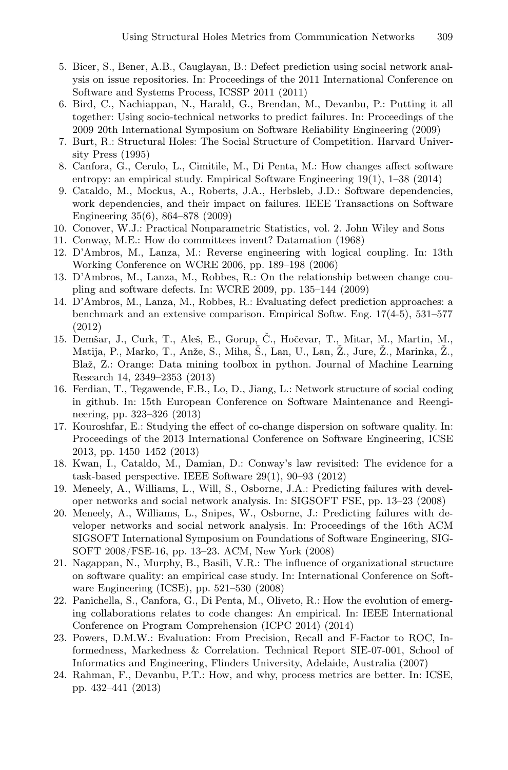5. Bicer, S., Bener, A.B., Cauglayan, B.: Defect prediction using social network analysis on issue repositories. In: Proceedings of the 2011 International Conference on Software and Systems Process, ICSSP 2011 (2011)
6. Bird, C., Nachiappan, N., Harald, G., Brendan, M., Devanbu, P.: Putting it all together: Using socio-technical networks to predict failures. In: Proceedings of the 2009 20th International Symposium on Software Reliability Engineering (2009)
7. Burt, R.: Structural Holes: The Social Structure of Competition. Harvard University Press (1995)
8. Canfora, G., Cerulo, L., Cimitile, M., Di Penta, M.: How changes affect software entropy: an empirical study. Empirical Software Engineering 19(1), 1–38 (2014)
9. Cataldo, M., Mockus, A., Roberts, J.A., Herbsleb, J.D.: Software dependencies, work dependencies, and their impact on failures. IEEE Transactions on Software Engineering 35(6), 864–878 (2009)
10. Conover, W.J.: Practical Nonparametric Statistics, vol. 2. John Wiley and Sons
11. Conway, M.E.: How do committees invent? Datamation (1968)
12. D'Ambros, M., Lanza, M.: Reverse engineering with logical coupling. In: 13th Working Conference on WCRE 2006, pp. 189–198 (2006)
13. D'Ambros, M., Lanza, M., Robbes, R.: On the relationship between change coupling and software defects. In: WCRE 2009, pp. 135–144 (2009)
14. D'Ambros, M., Lanza, M., Robbes, R.: Evaluating defect prediction approaches: a benchmark and an extensive comparison. Empirical Softw. Eng. 17(4-5), 531–577 (2012)
15. Demšar, J., Curk, T., Aleš, E., Gorup, Č., Hočevar, T., Mitar, M., Martin, M., Matija, P., Marko, T., Anže, S., Miha, Š., Lan, U., Lan, Ž., Jure, Ž., Marinka, Ž., Blaž, Z.: Orange: Data mining toolbox in python. Journal of Machine Learning Research 14, 2349–2353 (2013)
16. Ferdian, T., Tegawende, F.B., Lo, D., Jiang, L.: Network structure of social coding in github. In: 15th European Conference on Software Maintenance and Reengineering, pp. 323–326 (2013)
17. Kouroshfar, E.: Studying the effect of co-change dispersion on software quality. In: Proceedings of the 2013 International Conference on Software Engineering, ICSE 2013, pp. 1450–1452 (2013)
18. Kwan, I., Cataldo, M., Damian, D.: Conway's law revisited: The evidence for a task-based perspective. IEEE Software 29(1), 90–93 (2012)
19. Meneely, A., Williams, L., Will, S., Osborne, J.A.: Predicting failures with developer networks and social network analysis. In: SIGSOFT FSE, pp. 13–23 (2008)
20. Meneely, A., Williams, L., Snipes, W., Osborne, J.: Predicting failures with developer networks and social network analysis. In: Proceedings of the 16th ACM SIGSOFT International Symposium on Foundations of Software Engineering, SIGSOFT 2008/FSE-16, pp. 13–23. ACM, New York (2008)
21. Nagappan, N., Murphy, B., Basili, V.R.: The influence of organizational structure on software quality: an empirical case study. In: International Conference on Software Engineering (ICSE), pp. 521–530 (2008)
22. Panichella, S., Canfora, G., Di Penta, M., Oliveto, R.: How the evolution of emerging collaborations relates to code changes: An empirical. In: IEEE International Conference on Program Comprehension (ICPC 2014) (2014)
23. Powers, D.M.W.: Evaluation: From Precision, Recall and F-Factor to ROC, Informedness, Markedness & Correlation. Technical Report SIE-07-001, School of Informatics and Engineering, Flinders University, Adelaide, Australia (2007)
24. Rahman, F., Devanbu, P.T.: How, and why, process metrics are better. In: ICSE, pp. 432–441 (2013)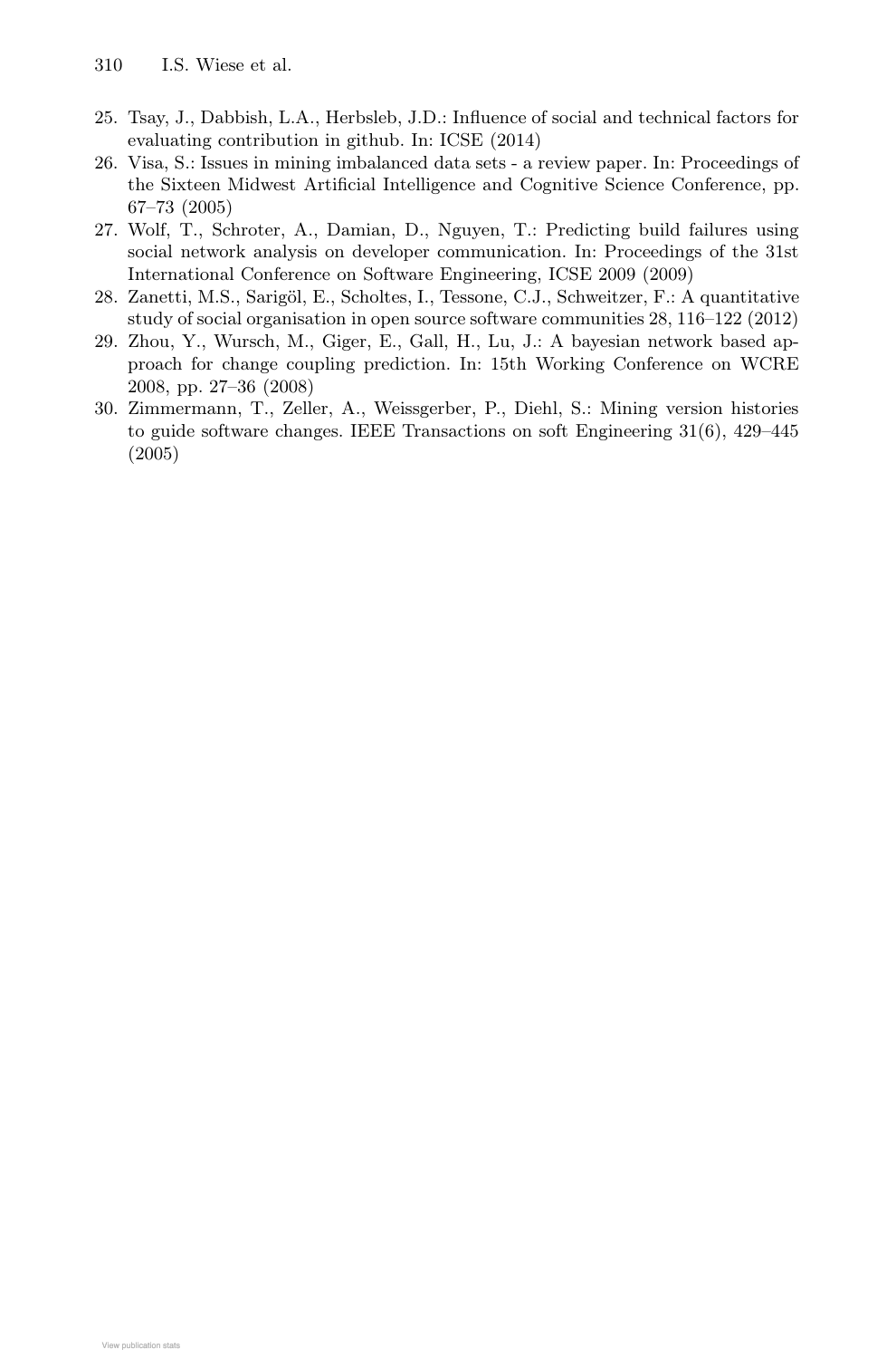25. Tsay, J., Dabbish, L.A., Herbsleb, J.D.: Influence of social and technical factors for evaluating contribution in github. In: ICSE (2014)
26. Visa, S.: Issues in mining imbalanced data sets - a review paper. In: Proceedings of the Sixteen Midwest Artificial Intelligence and Cognitive Science Conference, pp. 67–73 (2005)
27. Wolf, T., Schroter, A., Damian, D., Nguyen, T.: Predicting build failures using social network analysis on developer communication. In: Proceedings of the 31st International Conference on Software Engineering, ICSE 2009 (2009)
28. Zanetti, M.S., Sarigöl, E., Scholtes, I., Tessone, C.J., Schweitzer, F.: A quantitative study of social organisation in open source software communities 28, 116–122 (2012)
29. Zhou, Y., Wursch, M., Giger, E., Gall, H., Lu, J.: A bayesian network based approach for change coupling prediction. In: 15th Working Conference on WCRE 2008, pp. 27–36 (2008)
30. Zimmermann, T., Zeller, A., Weissgerber, P., Diehl, S.: Mining version histories to guide software changes. IEEE Transactions on soft Engineering 31(6), 429–445 (2005)